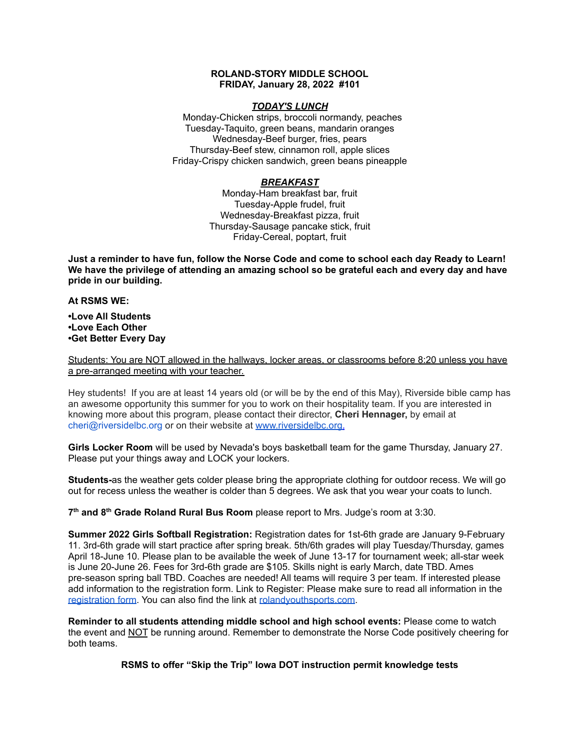**ROLAND-STORY MIDDLE SCHOOL**
**FRIDAY, January 28, 2022 #101**

***TODAY'S LUNCH***

Monday-Chicken strips, broccoli normandy, peaches
Tuesday-Taquito, green beans, mandarin oranges
Wednesday-Beef burger, fries, pears
Thursday-Beef stew, cinnamon roll, apple slices
Friday-Crispy chicken sandwich, green beans pineapple

***BREAKFAST***

Monday-Ham breakfast bar, fruit
Tuesday-Apple frudel, fruit
Wednesday-Breakfast pizza, fruit
Thursday-Sausage pancake stick, fruit
Friday-Cereal, poptart, fruit

**Just a reminder to have fun, follow the Norse Code and come to school each day Ready to Learn! We have the privilege of attending an amazing school so be grateful each and every day and have pride in our building.**

**At RSMS WE:**

**•Love All Students**
**•Love Each Other**
**•Get Better Every Day**

Students: You are NOT allowed in the hallways, locker areas, or classrooms before 8:20 unless you have a pre-arranged meeting with your teacher.

Hey students! If you are at least 14 years old (or will be by the end of this May), Riverside bible camp has an awesome opportunity this summer for you to work on their hospitality team. If you are interested in knowing more about this program, please contact their director, **Cheri Hennager,** by email at cheri@riversidelbc.org or on their website at [www.riversidelbc.org.](www.riversidelbc.org)

**Girls Locker Room** will be used by Nevada's boys basketball team for the game Thursday, January 27. Please put your things away and LOCK your lockers.

**Students-**as the weather gets colder please bring the appropriate clothing for outdoor recess. We will go out for recess unless the weather is colder than 5 degrees. We ask that you wear your coats to lunch.

**7th and 8th Grade Roland Rural Bus Room** please report to Mrs. Judge's room at 3:30.

**Summer 2022 Girls Softball Registration:** Registration dates for 1st-6th grade are January 9-February 11. 3rd-6th grade will start practice after spring break. 5th/6th grades will play Tuesday/Thursday, games April 18-June 10. Please plan to be available the week of June 13-17 for tournament week; all-star week is June 20-June 26. Fees for 3rd-6th grade are $105. Skills night is early March, date TBD. Ames pre-season spring ball TBD. Coaches are needed! All teams will require 3 per team. If interested please add information to the registration form. Link to Register: Please make sure to read all information in the registration form. You can also find the link at rolandyouthsports.com.

**Reminder to all students attending middle school and high school events:** Please come to watch the event and NOT be running around. Remember to demonstrate the Norse Code positively cheering for both teams.

**RSMS to offer "Skip the Trip" Iowa DOT instruction permit knowledge tests**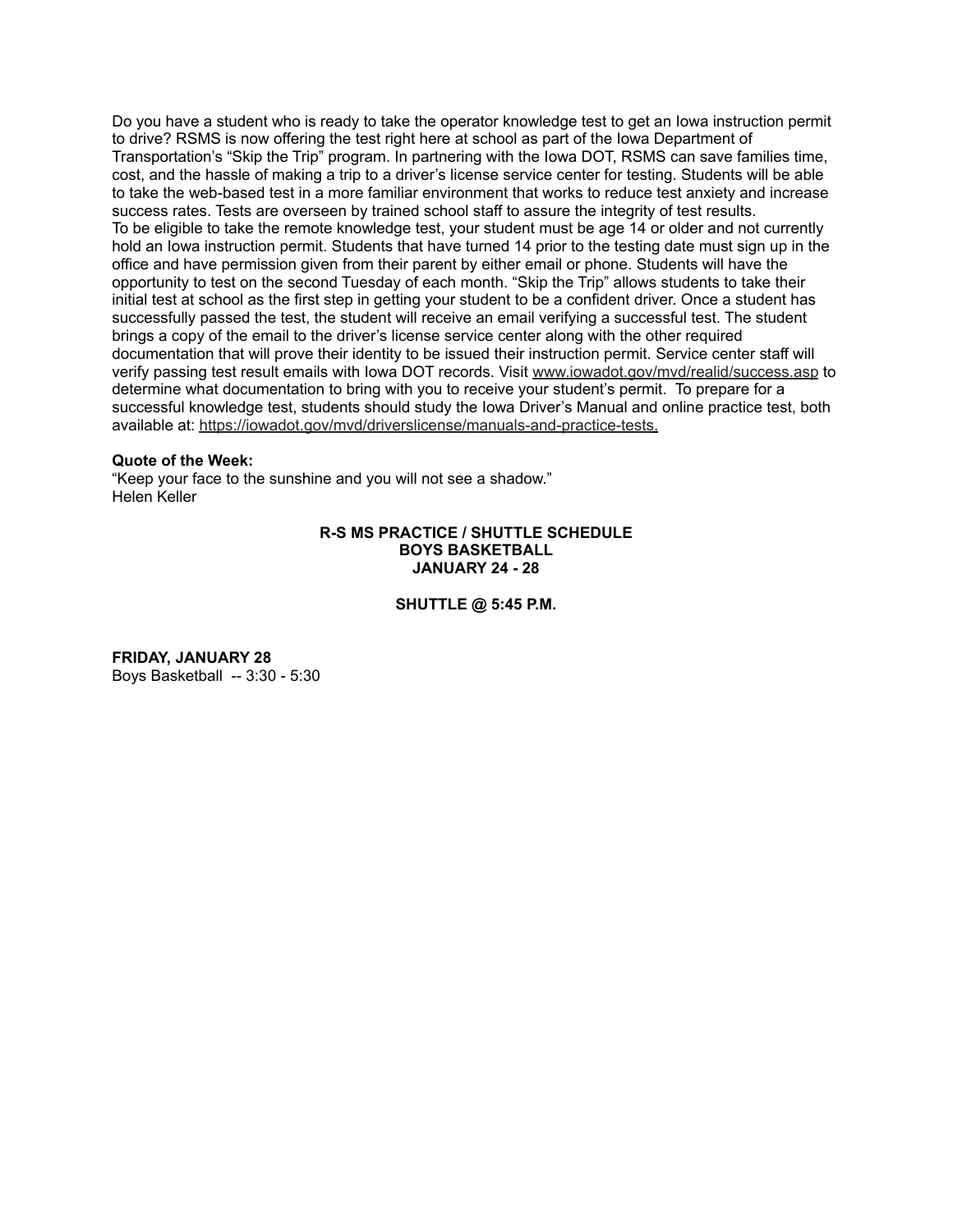Do you have a student who is ready to take the operator knowledge test to get an Iowa instruction permit to drive? RSMS is now offering the test right here at school as part of the Iowa Department of Transportation's "Skip the Trip" program. In partnering with the Iowa DOT, RSMS can save families time, cost, and the hassle of making a trip to a driver's license service center for testing. Students will be able to take the web-based test in a more familiar environment that works to reduce test anxiety and increase success rates. Tests are overseen by trained school staff to assure the integrity of test results.
To be eligible to take the remote knowledge test, your student must be age 14 or older and not currently hold an Iowa instruction permit. Students that have turned 14 prior to the testing date must sign up in the office and have permission given from their parent by either email or phone. Students will have the opportunity to test on the second Tuesday of each month. "Skip the Trip" allows students to take their initial test at school as the first step in getting your student to be a confident driver. Once a student has successfully passed the test, the student will receive an email verifying a successful test. The student brings a copy of the email to the driver's license service center along with the other required documentation that will prove their identity to be issued their instruction permit. Service center staff will verify passing test result emails with Iowa DOT records. Visit www.iowadot.gov/mvd/realid/success.asp to determine what documentation to bring with you to receive your student's permit. To prepare for a successful knowledge test, students should study the Iowa Driver's Manual and online practice test, both available at: https://iowadot.gov/mvd/driverslicense/manuals-and-practice-tests.

**Quote of the Week:**
"Keep your face to the sunshine and you will not see a shadow."
Helen Keller

**R-S MS PRACTICE / SHUTTLE SCHEDULE**
**BOYS BASKETBALL**
**JANUARY 24 - 28**

**SHUTTLE @ 5:45 P.M.**

**FRIDAY, JANUARY 28**
Boys Basketball -- 3:30 - 5:30